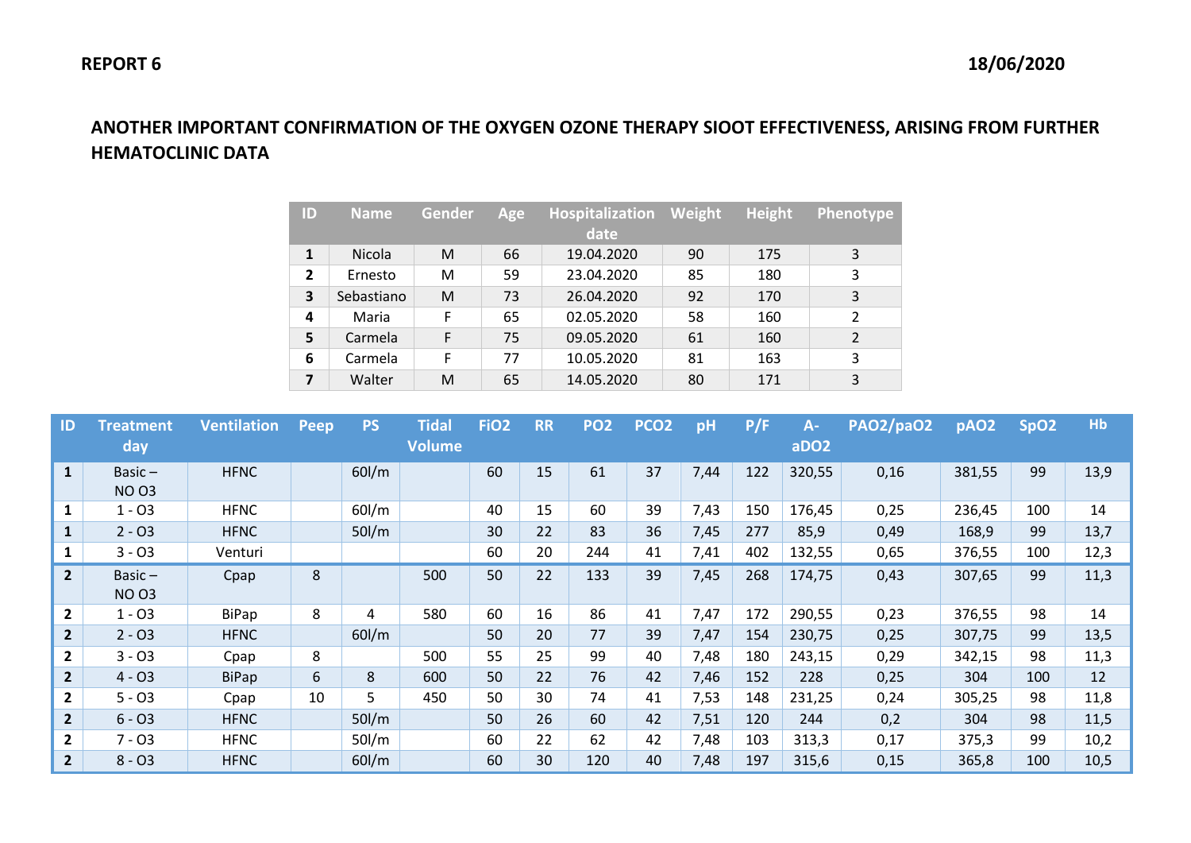**REPORT 6** **18/06/2020**

# ANOTHER IMPORTANT CONFIRMATION OF THE OXYGEN OZONE THERAPY SIOOT EFFECTIVENESS, ARISING FROM FURTHER HEMATOCLINIC DATA

| ID | Name | Gender | Age | Hospitalization date | Weight | Height | Phenotype |
|---|---|---|---|---|---|---|---|
| 1 | Nicola | M | 66 | 19.04.2020 | 90 | 175 | 3 |
| 2 | Ernesto | M | 59 | 23.04.2020 | 85 | 180 | 3 |
| 3 | Sebastiano | M | 73 | 26.04.2020 | 92 | 170 | 3 |
| 4 | Maria | F | 65 | 02.05.2020 | 58 | 160 | 2 |
| 5 | Carmela | F | 75 | 09.05.2020 | 61 | 160 | 2 |
| 6 | Carmela | F | 77 | 10.05.2020 | 81 | 163 | 3 |
| 7 | Walter | M | 65 | 14.05.2020 | 80 | 171 | 3 |

| ID | Treatment day | Ventilation | Peep | PS | Tidal Volume | FiO2 | RR | PO2 | PCO2 | pH | P/F | A-aDO2 | PAO2/paO2 | pAO2 | SpO2 | Hb |
|---|---|---|---|---|---|---|---|---|---|---|---|---|---|---|---|---|
| 1 | Basic – NO O3 | HFNC | | 60l/m | | 60 | 15 | 61 | 37 | 7,44 | 122 | 320,55 | 0,16 | 381,55 | 99 | 13,9 |
| 1 | 1 - O3 | HFNC | | 60l/m | | 40 | 15 | 60 | 39 | 7,43 | 150 | 176,45 | 0,25 | 236,45 | 100 | 14 |
| 1 | 2 - O3 | HFNC | | 50l/m | | 30 | 22 | 83 | 36 | 7,45 | 277 | 85,9 | 0,49 | 168,9 | 99 | 13,7 |
| 1 | 3 - O3 | Venturi | | | | 60 | 20 | 244 | 41 | 7,41 | 402 | 132,55 | 0,65 | 376,55 | 100 | 12,3 |
| 2 | Basic – NO O3 | Cpap | 8 | | 500 | 50 | 22 | 133 | 39 | 7,45 | 268 | 174,75 | 0,43 | 307,65 | 99 | 11,3 |
| 2 | 1 - O3 | BiPap | 8 | 4 | 580 | 60 | 16 | 86 | 41 | 7,47 | 172 | 290,55 | 0,23 | 376,55 | 98 | 14 |
| 2 | 2 - O3 | HFNC | | 60l/m | | 50 | 20 | 77 | 39 | 7,47 | 154 | 230,75 | 0,25 | 307,75 | 99 | 13,5 |
| 2 | 3 - O3 | Cpap | 8 | | 500 | 55 | 25 | 99 | 40 | 7,48 | 180 | 243,15 | 0,29 | 342,15 | 98 | 11,3 |
| 2 | 4 - O3 | BiPap | 6 | 8 | 600 | 50 | 22 | 76 | 42 | 7,46 | 152 | 228 | 0,25 | 304 | 100 | 12 |
| 2 | 5 - O3 | Cpap | 10 | 5 | 450 | 50 | 30 | 74 | 41 | 7,53 | 148 | 231,25 | 0,24 | 305,25 | 98 | 11,8 |
| 2 | 6 - O3 | HFNC | | 50l/m | | 50 | 26 | 60 | 42 | 7,51 | 120 | 244 | 0,2 | 304 | 98 | 11,5 |
| 2 | 7 - O3 | HFNC | | 50l/m | | 60 | 22 | 62 | 42 | 7,48 | 103 | 313,3 | 0,17 | 375,3 | 99 | 10,2 |
| 2 | 8 - O3 | HFNC | | 60l/m | | 60 | 30 | 120 | 40 | 7,48 | 197 | 315,6 | 0,15 | 365,8 | 100 | 10,5 |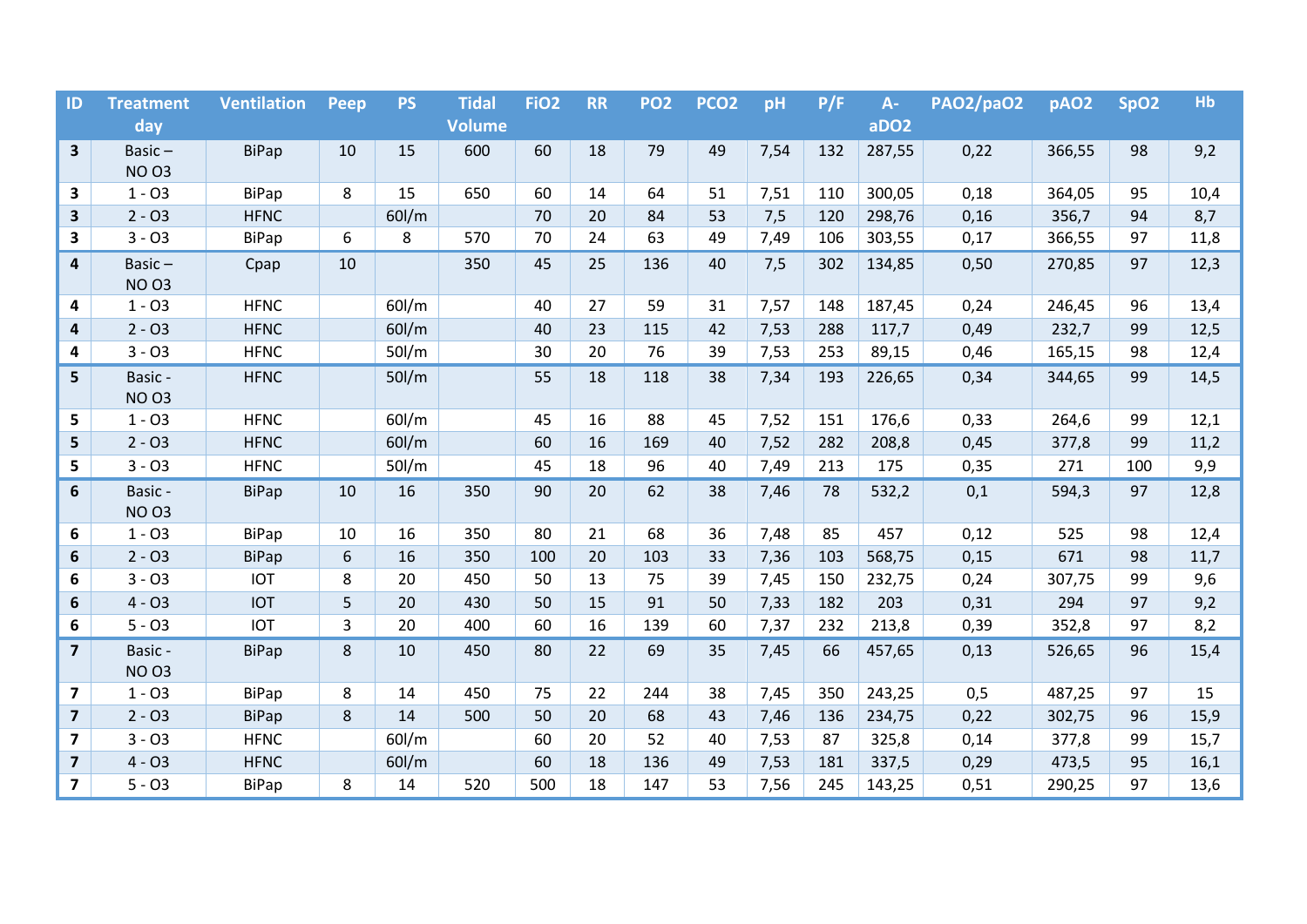| ID | Treatment day | Ventilation | Peep | PS | Tidal Volume | FiO2 | RR | PO2 | PCO2 | pH | P/F | A-aDO2 | PAO2/paO2 | pAO2 | SpO2 | Hb |
|---|---|---|---|---|---|---|---|---|---|---|---|---|---|---|---|---|
| **3** | Basic – NO O3 | BiPap | 10 | 15 | 600 | 60 | 18 | 79 | 49 | 7,54 | 132 | 287,55 | 0,22 | 366,55 | 98 | 9,2 |
| **3** | 1 - O3 | BiPap | 8 | 15 | 650 | 60 | 14 | 64 | 51 | 7,51 | 110 | 300,05 | 0,18 | 364,05 | 95 | 10,4 |
| **3** | 2 - O3 | HFNC | | 60l/m | | 70 | 20 | 84 | 53 | 7,5 | 120 | 298,76 | 0,16 | 356,7 | 94 | 8,7 |
| **3** | 3 - O3 | BiPap | 6 | 8 | 570 | 70 | 24 | 63 | 49 | 7,49 | 106 | 303,55 | 0,17 | 366,55 | 97 | 11,8 |
| **4** | Basic – NO O3 | Cpap | 10 | | 350 | 45 | 25 | 136 | 40 | 7,5 | 302 | 134,85 | 0,50 | 270,85 | 97 | 12,3 |
| **4** | 1 - O3 | HFNC | | 60l/m | | 40 | 27 | 59 | 31 | 7,57 | 148 | 187,45 | 0,24 | 246,45 | 96 | 13,4 |
| **4** | 2 - O3 | HFNC | | 60l/m | | 40 | 23 | 115 | 42 | 7,53 | 288 | 117,7 | 0,49 | 232,7 | 99 | 12,5 |
| **4** | 3 - O3 | HFNC | | 50l/m | | 30 | 20 | 76 | 39 | 7,53 | 253 | 89,15 | 0,46 | 165,15 | 98 | 12,4 |
| **5** | Basic - NO O3 | HFNC | | 50l/m | | 55 | 18 | 118 | 38 | 7,34 | 193 | 226,65 | 0,34 | 344,65 | 99 | 14,5 |
| **5** | 1 - O3 | HFNC | | 60l/m | | 45 | 16 | 88 | 45 | 7,52 | 151 | 176,6 | 0,33 | 264,6 | 99 | 12,1 |
| **5** | 2 - O3 | HFNC | | 60l/m | | 60 | 16 | 169 | 40 | 7,52 | 282 | 208,8 | 0,45 | 377,8 | 99 | 11,2 |
| **5** | 3 - O3 | HFNC | | 50l/m | | 45 | 18 | 96 | 40 | 7,49 | 213 | 175 | 0,35 | 271 | 100 | 9,9 |
| **6** | Basic - NO O3 | BiPap | 10 | 16 | 350 | 90 | 20 | 62 | 38 | 7,46 | 78 | 532,2 | 0,1 | 594,3 | 97 | 12,8 |
| **6** | 1 - O3 | BiPap | 10 | 16 | 350 | 80 | 21 | 68 | 36 | 7,48 | 85 | 457 | 0,12 | 525 | 98 | 12,4 |
| **6** | 2 - O3 | BiPap | 6 | 16 | 350 | 100 | 20 | 103 | 33 | 7,36 | 103 | 568,75 | 0,15 | 671 | 98 | 11,7 |
| **6** | 3 - O3 | IOT | 8 | 20 | 450 | 50 | 13 | 75 | 39 | 7,45 | 150 | 232,75 | 0,24 | 307,75 | 99 | 9,6 |
| **6** | 4 - O3 | IOT | 5 | 20 | 430 | 50 | 15 | 91 | 50 | 7,33 | 182 | 203 | 0,31 | 294 | 97 | 9,2 |
| **6** | 5 - O3 | IOT | 3 | 20 | 400 | 60 | 16 | 139 | 60 | 7,37 | 232 | 213,8 | 0,39 | 352,8 | 97 | 8,2 |
| **7** | Basic - NO O3 | BiPap | 8 | 10 | 450 | 80 | 22 | 69 | 35 | 7,45 | 66 | 457,65 | 0,13 | 526,65 | 96 | 15,4 |
| **7** | 1 - O3 | BiPap | 8 | 14 | 450 | 75 | 22 | 244 | 38 | 7,45 | 350 | 243,25 | 0,5 | 487,25 | 97 | 15 |
| **7** | 2 - O3 | BiPap | 8 | 14 | 500 | 50 | 20 | 68 | 43 | 7,46 | 136 | 234,75 | 0,22 | 302,75 | 96 | 15,9 |
| **7** | 3 - O3 | HFNC | | 60l/m | | 60 | 20 | 52 | 40 | 7,53 | 87 | 325,8 | 0,14 | 377,8 | 99 | 15,7 |
| **7** | 4 - O3 | HFNC | | 60l/m | | 60 | 18 | 136 | 49 | 7,53 | 181 | 337,5 | 0,29 | 473,5 | 95 | 16,1 |
| **7** | 5 - O3 | BiPap | 8 | 14 | 520 | 500 | 18 | 147 | 53 | 7,56 | 245 | 143,25 | 0,51 | 290,25 | 97 | 13,6 |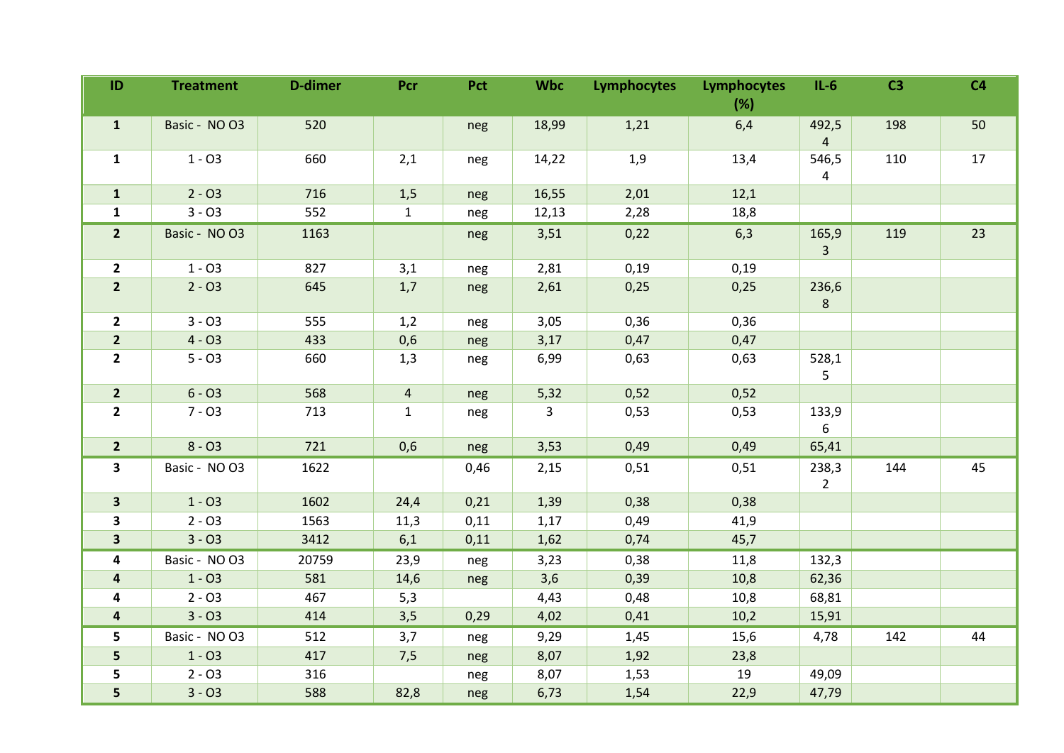| ID | Treatment | D-dimer | Pcr | Pct | Wbc | Lymphocytes | Lymphocytes (%) | IL-6 | C3 | C4 |
|---|---|---|---|---|---|---|---|---|---|---|
| **1** | Basic - NO O3 | 520 | | neg | 18,99 | 1,21 | 6,4 | 492,54 | 198 | 50 |
| **1** | 1 - O3 | 660 | 2,1 | neg | 14,22 | 1,9 | 13,4 | 546,54 | 110 | 17 |
| **1** | 2 - O3 | 716 | 1,5 | neg | 16,55 | 2,01 | 12,1 | | | |
| **1** | 3 - O3 | 552 | 1 | neg | 12,13 | 2,28 | 18,8 | | | |
| **2** | Basic - NO O3 | 1163 | | neg | 3,51 | 0,22 | 6,3 | 165,93 | 119 | 23 |
| **2** | 1 - O3 | 827 | 3,1 | neg | 2,81 | 0,19 | 0,19 | | | |
| **2** | 2 - O3 | 645 | 1,7 | neg | 2,61 | 0,25 | 0,25 | 236,68 | | |
| **2** | 3 - O3 | 555 | 1,2 | neg | 3,05 | 0,36 | 0,36 | | | |
| **2** | 4 - O3 | 433 | 0,6 | neg | 3,17 | 0,47 | 0,47 | | | |
| **2** | 5 - O3 | 660 | 1,3 | neg | 6,99 | 0,63 | 0,63 | 528,15 | | |
| **2** | 6 - O3 | 568 | 4 | neg | 5,32 | 0,52 | 0,52 | | | |
| **2** | 7 - O3 | 713 | 1 | neg | 3 | 0,53 | 0,53 | 133,96 | | |
| **2** | 8 - O3 | 721 | 0,6 | neg | 3,53 | 0,49 | 0,49 | 65,41 | | |
| **3** | Basic - NO O3 | 1622 | | 0,46 | 2,15 | 0,51 | 0,51 | 238,32 | 144 | 45 |
| **3** | 1 - O3 | 1602 | 24,4 | 0,21 | 1,39 | 0,38 | 0,38 | | | |
| **3** | 2 - O3 | 1563 | 11,3 | 0,11 | 1,17 | 0,49 | 41,9 | | | |
| **3** | 3 - O3 | 3412 | 6,1 | 0,11 | 1,62 | 0,74 | 45,7 | | | |
| **4** | Basic - NO O3 | 20759 | 23,9 | neg | 3,23 | 0,38 | 11,8 | 132,3 | | |
| **4** | 1 - O3 | 581 | 14,6 | neg | 3,6 | 0,39 | 10,8 | 62,36 | | |
| **4** | 2 - O3 | 467 | 5,3 | | 4,43 | 0,48 | 10,8 | 68,81 | | |
| **4** | 3 - O3 | 414 | 3,5 | 0,29 | 4,02 | 0,41 | 10,2 | 15,91 | | |
| **5** | Basic - NO O3 | 512 | 3,7 | neg | 9,29 | 1,45 | 15,6 | 4,78 | 142 | 44 |
| **5** | 1 - O3 | 417 | 7,5 | neg | 8,07 | 1,92 | 23,8 | | | |
| **5** | 2 - O3 | 316 | | neg | 8,07 | 1,53 | 19 | 49,09 | | |
| **5** | 3 - O3 | 588 | 82,8 | neg | 6,73 | 1,54 | 22,9 | 47,79 | | |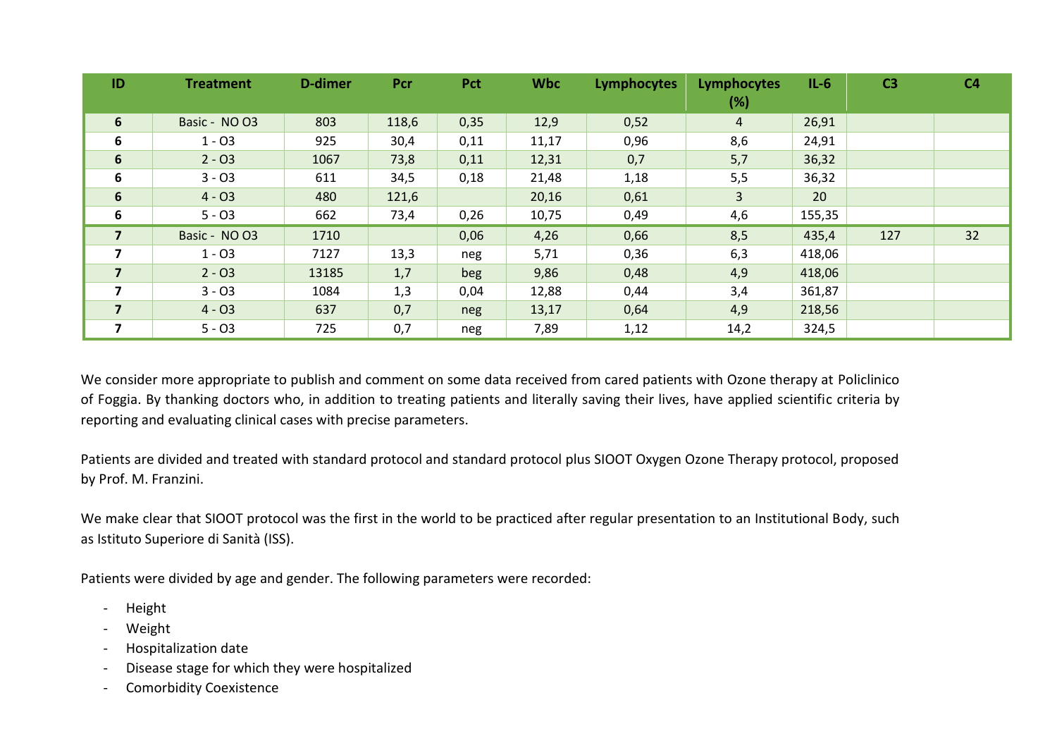| ID | Treatment | D-dimer | Pcr | Pct | Wbc | Lymphocytes | Lymphocytes (%) | IL-6 | C3 | C4 |
|---|---|---|---|---|---|---|---|---|---|---|
| 6 | Basic - NO O3 | 803 | 118,6 | 0,35 | 12,9 | 0,52 | 4 | 26,91 | | |
| 6 | 1 - O3 | 925 | 30,4 | 0,11 | 11,17 | 0,96 | 8,6 | 24,91 | | |
| 6 | 2 - O3 | 1067 | 73,8 | 0,11 | 12,31 | 0,7 | 5,7 | 36,32 | | |
| 6 | 3 - O3 | 611 | 34,5 | 0,18 | 21,48 | 1,18 | 5,5 | 36,32 | | |
| 6 | 4 - O3 | 480 | 121,6 | | 20,16 | 0,61 | 3 | 20 | | |
| 6 | 5 - O3 | 662 | 73,4 | 0,26 | 10,75 | 0,49 | 4,6 | 155,35 | | |
| 7 | Basic - NO O3 | 1710 | | 0,06 | 4,26 | 0,66 | 8,5 | 435,4 | 127 | 32 |
| 7 | 1 - O3 | 7127 | 13,3 | neg | 5,71 | 0,36 | 6,3 | 418,06 | | |
| 7 | 2 - O3 | 13185 | 1,7 | beg | 9,86 | 0,48 | 4,9 | 418,06 | | |
| 7 | 3 - O3 | 1084 | 1,3 | 0,04 | 12,88 | 0,44 | 3,4 | 361,87 | | |
| 7 | 4 - O3 | 637 | 0,7 | neg | 13,17 | 0,64 | 4,9 | 218,56 | | |
| 7 | 5 - O3 | 725 | 0,7 | neg | 7,89 | 1,12 | 14,2 | 324,5 | | |

We consider more appropriate to publish and comment on some data received from cared patients with Ozone therapy at Policlinico of Foggia. By thanking doctors who, in addition to treating patients and literally saving their lives, have applied scientific criteria by reporting and evaluating clinical cases with precise parameters.

Patients are divided and treated with standard protocol and standard protocol plus SIOOT Oxygen Ozone Therapy protocol, proposed by Prof. M. Franzini.

We make clear that SIOOT protocol was the first in the world to be practiced after regular presentation to an Institutional Body, such as Istituto Superiore di Sanità (ISS).

Patients were divided by age and gender. The following parameters were recorded:

- Height
- Weight
- Hospitalization date
- Disease stage for which they were hospitalized
- Comorbidity Coexistence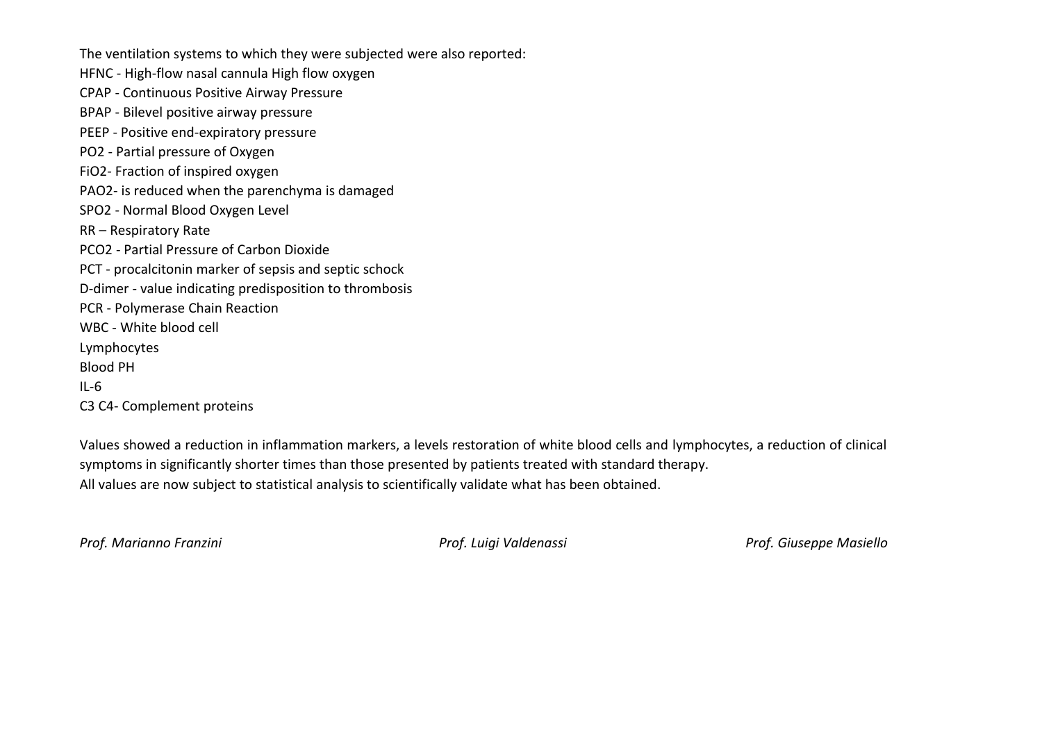The ventilation systems to which they were subjected were also reported:

HFNC - High-flow nasal cannula High flow oxygen

CPAP - Continuous Positive Airway Pressure

BPAP - Bilevel positive airway pressure

PEEP - Positive end-expiratory pressure

PO2 - Partial pressure of Oxygen

FiO2- Fraction of inspired oxygen

PAO2- is reduced when the parenchyma is damaged

SPO2 - Normal Blood Oxygen Level

RR – Respiratory Rate

PCO2 - Partial Pressure of Carbon Dioxide

PCT - procalcitonin marker of sepsis and septic schock

D-dimer - value indicating predisposition to thrombosis

PCR - Polymerase Chain Reaction

WBC - White blood cell

Lymphocytes

Blood PH

IL-6

C3 C4- Complement proteins

Values showed a reduction in inflammation markers, a levels restoration of white blood cells and lymphocytes, a reduction of clinical symptoms in significantly shorter times than those presented by patients treated with standard therapy.
All values are now subject to statistical analysis to scientifically validate what has been obtained.

*Prof. Marianno Franzini* *Prof. Luigi Valdenassi* *Prof. Giuseppe Masiello*